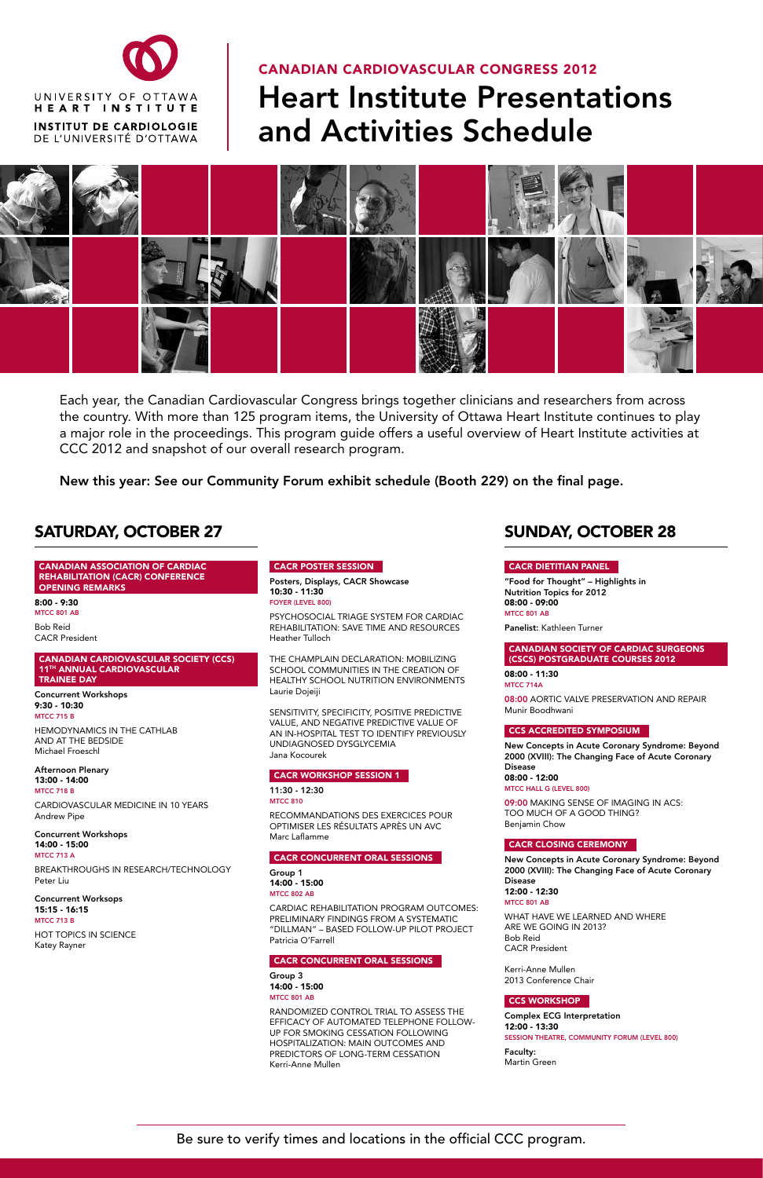UNIVERSITY OF OTTAWA
HEART INSTITUTE
INSTITUT DE CARDIOLOGIE
DE L'UNIVERSITÉ D'OTTAWA

CANADIAN CARDIOVASCULAR CONGRESS 2012

# Heart Institute Presentations and Activities Schedule

Each year, the Canadian Cardiovascular Congress brings together clinicians and researchers from across the country. With more than 125 program items, the University of Ottawa Heart Institute continues to play a major role in the proceedings. This program guide offers a useful overview of Heart Institute activities at CCC 2012 and snapshot of our overall research program.

**New this year: See our Community Forum exhibit schedule (Booth 229) on the final page.**

## SATURDAY, OCTOBER 27

### CANADIAN ASSOCIATION OF CARDIAC REHABILITATION (CACR) CONFERENCE OPENING REMARKS

**8:00 - 9:30**
MTCC 801 AB

Bob Reid
CACR President

### CANADIAN CARDIOVASCULAR SOCIETY (CCS) 11TH ANNUAL CARDIOVASCULAR TRAINEE DAY

**Concurrent Workshops**
**9:30 - 10:30**
MTCC 715 B

HEMODYNAMICS IN THE CATHLAB AND AT THE BEDSIDE
Michael Froeschl

**Afternoon Plenary**
**13:00 - 14:00**
MTCC 718 B

CARDIOVASCULAR MEDICINE IN 10 YEARS
Andrew Pipe

**Concurrent Workshops**
**14:00 - 15:00**
MTCC 713 A

BREAKTHROUGHS IN RESEARCH/TECHNOLOGY
Peter Liu

**Concurrent Worksops**
**15:15 - 16:15**
MTCC 713 B

HOT TOPICS IN SCIENCE
Katey Rayner

### CACR POSTER SESSION

**Posters, Displays, CACR Showcase**
**10:30 - 11:30**
FOYER (LEVEL 800)

PSYCHOSOCIAL TRIAGE SYSTEM FOR CARDIAC REHABILITATION: SAVE TIME AND RESOURCES
Heather Tulloch

THE CHAMPLAIN DECLARATION: MOBILIZING SCHOOL COMMUNITIES IN THE CREATION OF HEALTHY SCHOOL NUTRITION ENVIRONMENTS
Laurie Dojeiji

SENSITIVITY, SPECIFICITY, POSITIVE PREDICTIVE VALUE, AND NEGATIVE PREDICTIVE VALUE OF AN IN-HOSPITAL TEST TO IDENTIFY PREVIOUSLY UNDIAGNOSED DYSGLYCEMIA
Jana Kocourek

### CACR WORKSHOP SESSION 1

**11:30 - 12:30**
MTCC 810

RECOMMANDATIONS DES EXERCICES POUR OPTIMISER LES RÉSULTATS APRÈS UN AVC
Marc Laflamme

### CACR CONCURRENT ORAL SESSIONS

**Group 1**
**14:00 - 15:00**
MTCC 802 AB

CARDIAC REHABILITATION PROGRAM OUTCOMES: PRELIMINARY FINDINGS FROM A SYSTEMATIC "DILLMAN" – BASED FOLLOW-UP PILOT PROJECT
Patricia O'Farrell

### CACR CONCURRENT ORAL SESSIONS

**Group 3**
**14:00 - 15:00**
MTCC 801 AB

RANDOMIZED CONTROL TRIAL TO ASSESS THE EFFICACY OF AUTOMATED TELEPHONE FOLLOW-UP FOR SMOKING CESSATION FOLLOWING HOSPITALIZATION: MAIN OUTCOMES AND PREDICTORS OF LONG-TERM CESSATION
Kerri-Anne Mullen

## SUNDAY, OCTOBER 28

### CACR DIETITIAN PANEL

**"Food for Thought" – Highlights in Nutrition Topics for 2012**
**08:00 - 09:00**
MTCC 801 AB

**Panelist:** Kathleen Turner

### CANADIAN SOCIETY OF CARDIAC SURGEONS (CSCS) POSTGRADUATE COURSES 2012

**08:00 - 11:30**
MTCC 714A

08:00 AORTIC VALVE PRESERVATION AND REPAIR
Munir Boodhwani

### CCS ACCREDITED SYMPOSIUM

**New Concepts in Acute Coronary Syndrome: Beyond 2000 (XVIII): The Changing Face of Acute Coronary Disease**
**08:00 - 12:00**
MTCC HALL G (LEVEL 800)

09:00 MAKING SENSE OF IMAGING IN ACS: TOO MUCH OF A GOOD THING?
Benjamin Chow

### CACR CLOSING CEREMONY

**New Concepts in Acute Coronary Syndrome: Beyond 2000 (XVIII): The Changing Face of Acute Coronary Disease**
**12:00 - 12:30**
MTCC 801 AB

WHAT HAVE WE LEARNED AND WHERE ARE WE GOING IN 2013?
Bob Reid
CACR President

Kerri-Anne Mullen
2013 Conference Chair

### CCS WORKSHOP

**Complex ECG Interpretation**
**12:00 - 13:30**
SESSION THEATRE, COMMUNITY FORUM (LEVEL 800)

**Faculty:**
Martin Green

Be sure to verify times and locations in the official CCC program.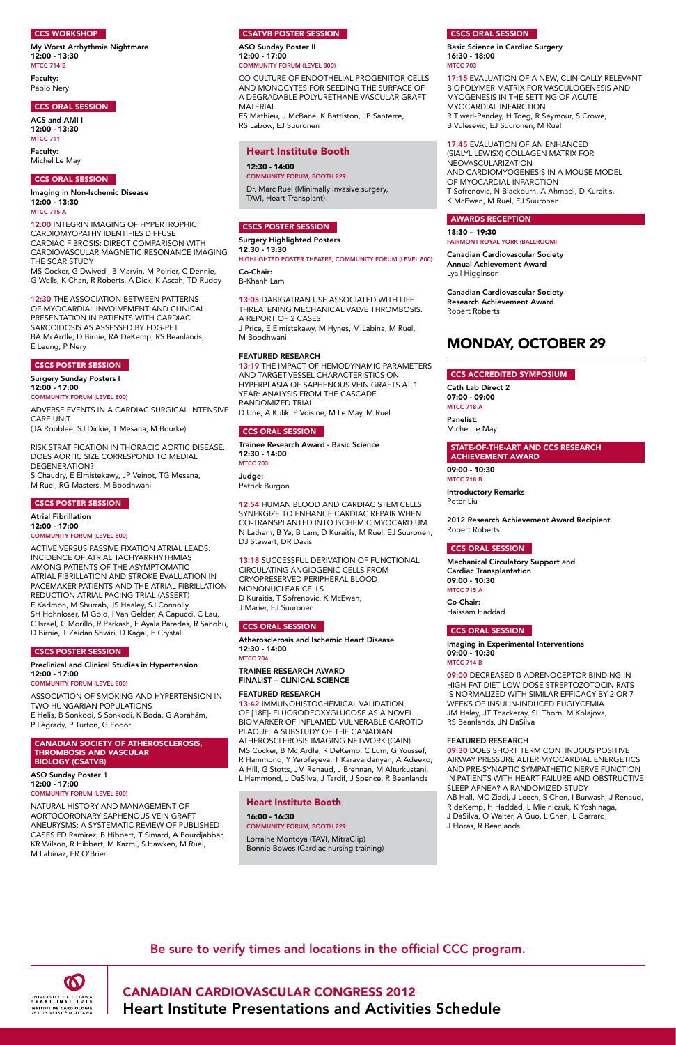### CCS WORKSHOP

**My Worst Arrhythmia Nightmare**
**12:00 - 13:30**
MTCC 714 B

**Faculty:**
Pablo Nery

### CCS ORAL SESSION

**ACS and AMI I**
**12:00 - 13:30**
MTCC 711

**Faculty:**
Michel Le May

### CCS ORAL SESSION

**Imaging in Non-Ischemic Disease**
**12:00 - 13:30**
MTCC 715 A

12:00 INTEGRIN IMAGING OF HYPERTROPHIC CARDIOMYOPATHY IDENTIFIES DIFFUSE CARDIAC FIBROSIS: DIRECT COMPARISON WITH CARDIOVASCULAR MAGNETIC RESONANCE IMAGING THE SCAR STUDY
MS Cocker, C Dwivedi, B Marvin, M Poirier, C Dennie, G Wells, K Chan, R Roberts, A Dick, K Ascah, TD Ruddy

12:30 THE ASSOCIATION BETWEEN PATTERNS OF MYOCARDIAL INVOLVEMENT AND CLINICAL PRESENTATION IN PATIENTS WITH CARDIAC SARCOIDOSIS AS ASSESSED BY FDG-PET
BA McArdle, D Birnie, RA DeKemp, RS Beanlands, E Leung, P Nery

### CSCS POSTER SESSION

**Surgery Sunday Posters I**
**12:00 - 17:00**
COMMUNITY FORUM (LEVEL 800)

ADVERSE EVENTS IN A CARDIAC SURGICAL INTENSIVE CARE UNIT
(JA Robblee, SJ Dickie, T Mesana, M Bourke)

RISK STRATIFICATION IN THORACIC AORTIC DISEASE: DOES AORTIC SIZE CORRESPOND TO MEDIAL DEGENERATION?
S Chaudry, E Elmistekawy, JP Veinot, TG Mesana, M Ruel, RG Masters, M Boodhwani

### CSCS POSTER SESSION

**Atrial Fibrillation**
**12:00 - 17:00**
COMMUNITY FORUM (LEVEL 800)

ACTIVE VERSUS PASSIVE FIXATION ATRIAL LEADS: INCIDENCE OF ATRIAL TACHYARRHYTHMIAS AMONG PATIENTS OF THE ASYMPTOMATIC ATRIAL FIBRILLATION AND STROKE EVALUATION IN PACEMAKER PATIENTS AND THE ATRIAL FIBRILLATION REDUCTION ATRIAL PACING TRIAL (ASSERT)
E Kadmon, M Shurrab, JS Healey, SJ Connolly, SH Hohnloser, M Gold, I Van Gelder, A Capucci, C Lau, C Israel, C Morillo, R Parkash, F Ayala Paredes, R Sandhu, D Birnie, T Zeidan Shwiri, D Kagal, E Crystal

### CSCS POSTER SESSION

**Preclinical and Clinical Studies in Hypertension**
**12:00 - 17:00**
COMMUNITY FORUM (LEVEL 800)

ASSOCIATION OF SMOKING AND HYPERTENSION IN TWO HUNGARIAN POPULATIONS
E Helis, B Sonkodi, S Sonkodi, K Boda, G Abrahám, P Légrady, P Turton, G Fodor

### CANADIAN SOCIETY OF ATHEROSCLEROSIS, THROMBOSIS AND VASCULAR BIOLOGY (CSATVB)

**ASO Sunday Poster 1**
**12:00 - 17:00**
COMMUNITY FORUM (LEVEL 800)

NATURAL HISTORY AND MANAGEMENT OF AORTOCORONARY SAPHENOUS VEIN GRAFT ANEURYSMS: A SYSTEMATIC REVIEW OF PUBLISHED CASES FD Ramirez, B Hibbert, T Simard, A Pourdjabbar, KR Wilson, R Hibbert, M Kazmi, S Hawken, M Ruel, M Labinaz, ER O'Brien

### CSATVB POSTER SESSION

**ASO Sunday Poster II**
**12:00 - 17:00**
COMMUNITY FORUM (LEVEL 800)

CO-CULTURE OF ENDOTHELIAL PROGENITOR CELLS AND MONOCYTES FOR SEEDING THE SURFACE OF A DEGRADABLE POLYURETHANE VASCULAR GRAFT MATERIAL
ES Mathieu, J McBane, K Battiston, JP Santerre, RS Labow, EJ Suuronen

### Heart Institute Booth

**12:30 - 14:00**
COMMUNITY FORUM, BOOTH 229

Dr. Marc Ruel (Minimally invasive surgery, TAVI, Heart Transplant)

### CSCS POSTER SESSION

**Surgery Highlighted Posters**
**12:30 - 13:30**
HIGHLIGHTED POSTER THEATRE, COMMUNITY FORUM (LEVEL 800)

**Co-Chair:**
B-Khanh Lam

13:05 DABIGATRAN USE ASSOCIATED WITH LIFE THREATENING MECHANICAL VALVE THROMBOSIS: A REPORT OF 2 CASES
J Price, E Elmistekawy, M Hynes, M Labina, M Ruel, M Boodhwani

**FEATURED RESEARCH**
13:19 THE IMPACT OF HEMODYNAMIC PARAMETERS AND TARGET-VESSEL CHARACTERISTICS ON HYPERPLASIA OF SAPHENOUS VEIN GRAFTS AT 1 YEAR: ANALYSIS FROM THE CASCADE RANDOMIZED TRIAL
D Une, A Kulik, P Voisine, M Le May, M Ruel

### CCS ORAL SESSION

**Trainee Research Award - Basic Science**
**12:30 - 14:00**
MTCC 703

**Judge:**
Patrick Burgon

12:54 HUMAN BLOOD AND CARDIAC STEM CELLS SYNERGIZE TO ENHANCE CARDIAC REPAIR WHEN CO-TRANSPLANTED INTO ISCHEMIC MYOCARDIUM
N Latham, B Ye, B Lam, D Kuraitis, M Ruel, EJ Suuronen, DJ Stewart, DR Davis

13:18 SUCCESSFUL DERIVATION OF FUNCTIONAL CIRCULATING ANGIOGENIC CELLS FROM CRYOPRESERVED PERIPHERAL BLOOD MONONUCLEAR CELLS
D Kuraitis, T Sofrenovic, K McEwan, J Marier, EJ Suuronen

### CCS ORAL SESSION

**Atherosclerosis and Ischemic Heart Disease**
**12:30 - 14:00**
MTCC 704

**TRAINEE RESEARCH AWARD FINALIST – CLINICAL SCIENCE**

**FEATURED RESEARCH**
13:42 IMMUNOHISTOCHEMICAL VALIDATION OF [18F]- FLUORODEOXYGLUCOSE AS A NOVEL BIOMARKER OF INFLAMED VULNERABLE CAROTID PLAQUE: A SUBSTUDY OF THE CANADIAN ATHEROSCLEROSIS IMAGING NETWORK (CAIN)
MS Cocker, B Mc Ardle, R DeKemp, C Lum, G Youssef, R Hammond, Y Yerofeyeva, T Karavardanyan, A Adeeko, A Hill, G Stotts, JM Renaud, J Brennan, M Alturkustani, L Hammond, J DaSilva, J Tardif, J Spence, R Beanlands

### Heart Institute Booth

**16:00 - 16:30**
COMMUNITY FORUM, BOOTH 229

Lorraine Montoya (TAVI, MitraClip)
Bonnie Bowes (Cardiac nursing training)

### CCS ORAL SESSION

**Basic Science in Cardiac Surgery**
**16:30 - 18:00**
MTCC 703

17:15 EVALUATION OF A NEW, CLINICALLY RELEVANT BIOPOLYMER MATRIX FOR VASCULOGENESIS AND MYOGENESIS IN THE SETTING OF ACUTE MYOCARDIAL INFARCTION
R Tiwari-Pandey, H Toeg, R Seymour, S Crowe, B Vulesevic, EJ Suuronen, M Ruel

17:45 EVALUATION OF AN ENHANCED (SIALYL LEWISX) COLLAGEN MATRIX FOR NEOVASCULARIZATION AND CARDIOMYOGENESIS IN A MOUSE MODEL OF MYOCARDIAL INFARCTION
T Sofrenovic, N Blackburn, A Ahmadi, D Kuraitis, K McEwan, M Ruel, EJ Suuronen

### AWARDS RECEPTION

**18:30 – 19:30**
FAIRMONT ROYAL YORK (BALLROOM)

**Canadian Cardiovascular Society Annual Achievement Award**
Lyall Higginson

**Canadian Cardiovascular Society Research Achievement Award**
Robert Roberts

## MONDAY, OCTOBER 29

### CCS ACCREDITED SYMPOSIUM

**Cath Lab Direct 2**
**07:00 - 09:00**
MTCC 718 A

**Panelist:**
Michel Le May

### STATE-OF-THE-ART AND CCS RESEARCH ACHIEVEMENT AWARD

**09:00 - 10:30**
MTCC 718 B

**Introductory Remarks**
Peter Liu

**2012 Research Achievement Award Recipient**
Robert Roberts

### CCS ORAL SESSION

**Mechanical Circulatory Support and Cardiac Transplantation**
**09:00 - 10:30**
MTCC 715 A

**Co-Chair:**
Haissam Haddad

### CCS ORAL SESSION

**Imaging in Experimental Interventions**
**09:00 - 10:30**
MTCC 714 B

09:00 DECREASED ß-ADRENOCEPTOR BINDING IN HIGH-FAT DIET LOW-DOSE STREPTOZOTOCIN RATS IS NORMALIZED WITH SIMILAR EFFICACY BY 2 OR 7 WEEKS OF INSULIN-INDUCED EUGLYCEMIA
JM Haley, JT Thackeray, SL Thorn, M Kolajova, RS Beanlands, JN DaSilva

**FEATURED RESEARCH**
09:30 DOES SHORT TERM CONTINUOUS POSITIVE AIRWAY PRESSURE ALTER MYOCARDIAL ENERGETICS AND PRE-SYNAPTIC SYMPATHETIC NERVE FUNCTION IN PATIENTS WITH HEART FAILURE AND OBSTRUCTIVE SLEEP APNEA? A RANDOMIZED STUDY
AB Hall, MC Ziadi, J Leech, S Chen, I Burwash, J Renaud, R deKemp, H Haddad, L Mielniczuk, K Yoshinaga, J DaSilva, O Walter, A Guo, L Chen, L Garrard, J Floras, R Beanlands

Be sure to verify times and locations in the official CCC program.

**CANADIAN CARDIOVASCULAR CONGRESS 2012**
**Heart Institute Presentations and Activities Schedule**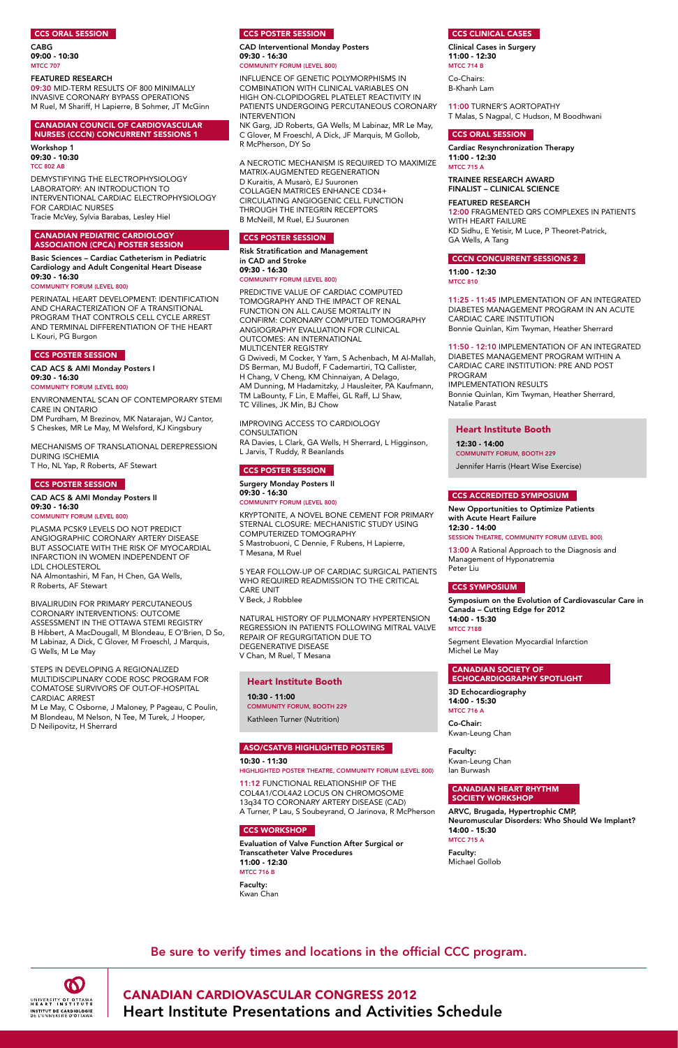## CCS ORAL SESSION

**CABG**
**09:00 - 10:30**
MTCC 707

**FEATURED RESEARCH**
09:30 MID-TERM RESULTS OF 800 MINIMALLY INVASIVE CORONARY BYPASS OPERATIONS
M Ruel, M Shariff, H Lapierre, B Sohmer, JT McGinn

## CANADIAN COUNCIL OF CARDIOVASCULAR NURSES (CCCN) CONCURRENT SESSIONS 1

**Workshop 1**
**09:30 - 10:30**
TCC 802 AB

DEMYSTIFYING THE ELECTROPHYSIOLOGY LABORATORY: AN INTRODUCTION TO INTERVENTIONAL CARDIAC ELECTROPHYSIOLOGY FOR CARDIAC NURSES
Tracie McVey, Sylvia Barabas, Lesley Hiel

## CANADIAN PEDIATRIC CARDIOLOGY ASSOCIATION (CPCA) POSTER SESSION

**Basic Sciences – Cardiac Catheterism in Pediatric Cardiology and Adult Congenital Heart Disease**
**09:30 - 16:30**
COMMUNITY FORUM (LEVEL 800)

PERINATAL HEART DEVELOPMENT: IDENTIFICATION AND CHARACTERIZATION OF A TRANSITIONAL PROGRAM THAT CONTROLS CELL CYCLE ARREST AND TERMINAL DIFFERENTIATION OF THE HEART
L Kouri, PG Burgon

## CCS POSTER SESSION

**CAD ACS & AMI Monday Posters I**
**09:30 - 16:30**
COMMUNITY FORUM (LEVEL 800)

ENVIRONMENTAL SCAN OF CONTEMPORARY STEMI CARE IN ONTARIO
DM Purdham, M Brezinov, MK Natarajan, WJ Cantor, S Cheskes, MR Le May, M Welsford, KJ Kingsbury

MECHANISMS OF TRANSLATIONAL DEREPRESSION DURING ISCHEMIA
T Ho, NL Yap, R Roberts, AF Stewart

## CCS POSTER SESSION

**CAD ACS & AMI Monday Posters II**
**09:30 - 16:30**
COMMUNITY FORUM (LEVEL 800)

PLASMA PCSK9 LEVELS DO NOT PREDICT ANGIOGRAPHIC CORONARY ARTERY DISEASE BUT ASSOCIATE WITH THE RISK OF MYOCARDIAL INFARCTION IN WOMEN INDEPENDENT OF LDL CHOLESTEROL
NA Almontashiri, M Fan, H Chen, GA Wells, R Roberts, AF Stewart

BIVALIRUDIN FOR PRIMARY PERCUTANEOUS CORONARY INTERVENTIONS: OUTCOME ASSESSMENT IN THE OTTAWA STEMI REGISTRY
B Hibbert, A MacDougall, M Blondeau, E O'Brien, D So, M Labinaz, A Dick, C Glover, M Froeschl, J Marquis, G Wells, M Le May

STEPS IN DEVELOPING A REGIONALIZED MULTIDISCIPLINARY CODE ROSC PROGRAM FOR COMATOSE SURVIVORS OF OUT-OF-HOSPITAL CARDIAC ARREST
M Le May, C Osborne, J Maloney, P Pageau, C Poulin, M Blondeau, M Nelson, N Tee, M Turek, J Hooper, D Neilipovitz, H Sherrard

## CCS POSTER SESSION

**CAD Interventional Monday Posters**
**09:30 - 16:30**
COMMUNITY FORUM (LEVEL 800)

INFLUENCE OF GENETIC POLYMORPHISMS IN COMBINATION WITH CLINICAL VARIABLES ON HIGH ON-CLOPIDOGREL PLATELET REACTIVITY IN PATIENTS UNDERGOING PERCUTANEOUS CORONARY INTERVENTION
NK Garg, JD Roberts, GA Wells, M Labinaz, MR Le May, C Glover, M Froeschl, A Dick, JF Marquis, M Gollob, R McPherson, DY So

A NECROTIC MECHANISM IS REQUIRED TO MAXIMIZE MATRIX-AUGMENTED REGENERATION
D Kuraitis, A Musarò, EJ Suuronen
COLLAGEN MATRICES ENHANCE CD34+ CIRCULATING ANGIOGENIC CELL FUNCTION THROUGH THE INTEGRIN RECEPTORS
B McNeill, M Ruel, EJ Suuronen

## CCS POSTER SESSION

**Risk Stratification and Management in CAD and Stroke**
**09:30 - 16:30**
COMMUNITY FORUM (LEVEL 800)

PREDICTIVE VALUE OF CARDIAC COMPUTED TOMOGRAPHY AND THE IMPACT OF RENAL FUNCTION ON ALL CAUSE MORTALITY IN CONFIRM: CORONARY COMPUTED TOMOGRAPHY ANGIOGRAPHY EVALUATION FOR CLINICAL OUTCOMES: AN INTERNATIONAL MULTICENTER REGISTRY
G Dwivedi, M Cocker, Y Yam, S Achenbach, M Al-Mallah, DS Berman, MJ Budoff, F Cademartiri, TQ Callister, H Chang, V Cheng, KM Chinnaiyan, A Delago, AM Dunning, M Hadamitzky, J Hausleiter, PA Kaufmann, TM LaBounty, F Lin, E Maffei, GL Raff, LJ Shaw, TC Villines, JK Min, BJ Chow

IMPROVING ACCESS TO CARDIOLOGY CONSULTATION
RA Davies, L Clark, GA Wells, H Sherrard, L Higginson, L Jarvis, T Ruddy, R Beanlands

## CCS POSTER SESSION

**Surgery Monday Posters II**
**09:30 - 16:30**
COMMUNITY FORUM (LEVEL 800)

KRYPTONITE, A NOVEL BONE CEMENT FOR PRIMARY STERNAL CLOSURE: MECHANISTIC STUDY USING COMPUTERIZED TOMOGRAPHY
S Mastrobuoni, C Dennie, F Rubens, H Lapierre, T Mesana, M Ruel

5 YEAR FOLLOW-UP OF CARDIAC SURGICAL PATIENTS WHO REQUIRED READMISSION TO THE CRITICAL CARE UNIT
V Beck, J Robblee

NATURAL HISTORY OF PULMONARY HYPERTENSION REGRESSION IN PATIENTS FOLLOWING MITRAL VALVE REPAIR OF REGURGITATION DUE TO DEGENERATIVE DISEASE
V Chan, M Ruel, T Mesana

## Heart Institute Booth

**10:30 - 11:00**
COMMUNITY FORUM, BOOTH 229

Kathleen Turner (Nutrition)

## ASO/CSATVB HIGHLIGHTED POSTERS

**10:30 - 11:30**
HIGHLIGHTED POSTER THEATRE, COMMUNITY FORUM (LEVEL 800)

11:12 FUNCTIONAL RELATIONSHIP OF THE COL4A1/COL4A2 LOCUS ON CHROMOSOME 13q34 TO CORONARY ARTERY DISEASE (CAD)
A Turner, P Lau, S Soubeyrand, O Jarinova, R McPherson

## CCS WORKSHOP

**Evaluation of Valve Function After Surgical or Transcatheter Valve Procedures**
**11:00 - 12:30**
MTCC 716 B

**Faculty:**
Kwan Chan

## CCS CLINICAL CASES

**Clinical Cases in Surgery**
**11:00 - 12:30**
MTCC 714 B

Co-Chairs:
B-Khanh Lam

11:00 TURNER'S AORTOPATHY
T Malas, S Nagpal, C Hudson, M Boodhwani

## CCS ORAL SESSION

**Cardiac Resynchronization Therapy**
**11:00 - 12:30**
MTCC 715 A

**TRAINEE RESEARCH AWARD FINALIST – CLINICAL SCIENCE**

**FEATURED RESEARCH**
12:00 FRAGMENTED QRS COMPLEXES IN PATIENTS WITH HEART FAILURE
KD Sidhu, E Yetisir, M Luce, P Theoret-Patrick, GA Wells, A Tang

## CCCN CONCURRENT SESSIONS 2

**11:00 - 12:30**
MTCC 810

11:25 - 11:45 IMPLEMENTATION OF AN INTEGRATED DIABETES MANAGEMENT PROGRAM IN AN ACUTE CARDIAC CARE INSTITUTION
Bonnie Quinlan, Kim Twyman, Heather Sherrard

11:50 - 12:10 IMPLEMENTATION OF AN INTEGRATED DIABETES MANAGEMENT PROGRAM WITHIN A CARDIAC CARE INSTITUTION: PRE AND POST PROGRAM IMPLEMENTATION RESULTS
Bonnie Quinlan, Kim Twyman, Heather Sherrard, Natalie Parast

## Heart Institute Booth

**12:30 - 14:00**
COMMUNITY FORUM, BOOTH 229

Jennifer Harris (Heart Wise Exercise)

## CCS ACCREDITED SYMPOSIUM

**New Opportunities to Optimize Patients with Acute Heart Failure**
**12:30 - 14:00**
SESSION THEATRE, COMMUNITY FORUM (LEVEL 800)

13:00 A Rational Approach to the Diagnosis and Management of Hyponatremia
Peter Liu

## CCS SYMPOSIUM

**Symposium on the Evolution of Cardiovascular Care in Canada – Cutting Edge for 2012**
**14:00 - 15:30**
MTCC 718B

Segment Elevation Myocardial Infarction
Michel Le May

## CANADIAN SOCIETY OF ECHOCARDIOGRAPHY SPOTLIGHT

**3D Echocardiography**
**14:00 - 15:30**
MTCC 716 A

**Co-Chair:**
Kwan-Leung Chan

**Faculty:**
Kwan-Leung Chan
Ian Burwash

## CANADIAN HEART RHYTHM SOCIETY WORKSHOP

**ARVC, Brugada, Hypertrophic CMP, Neuromuscular Disorders: Who Should We Implant?**
**14:00 - 15:30**
MTCC 715 A

**Faculty:**
Michael Gollob

Be sure to verify times and locations in the official CCC program.

UNIVERSITY OF OTTAWA HEART INSTITUTE
INSTITUT DE CARDIOLOGIE DE L'UNIVERSITÉ D'OTTAWA

# CANADIAN CARDIOVASCULAR CONGRESS 2012
# Heart Institute Presentations and Activities Schedule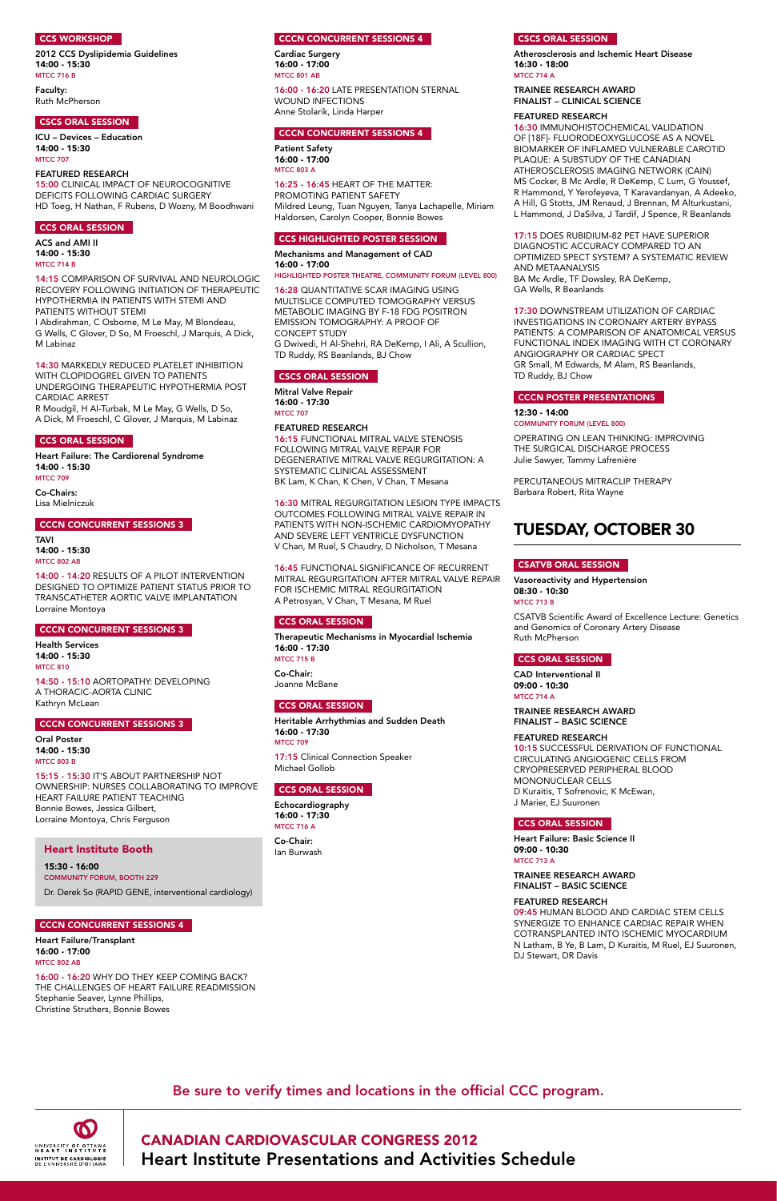### CCS WORKSHOP

**2012 CCS Dyslipidemia Guidelines**
**14:00 - 15:30**
MTCC 716 B

**Faculty:**
Ruth McPherson

### CSCS ORAL SESSION

**ICU – Devices – Education**
**14:00 - 15:30**
MTCC 707

**FEATURED RESEARCH**
15:00 CLINICAL IMPACT OF NEUROCOGNITIVE DEFICITS FOLLOWING CARDIAC SURGERY
HD Toeg, H Nathan, F Rubens, D Wozny, M Boodhwani

### CCS ORAL SESSION

**ACS and AMI II**
**14:00 - 15:30**
MTCC 714 B

14:15 COMPARISON OF SURVIVAL AND NEUROLOGIC RECOVERY FOLLOWING INITIATION OF THERAPEUTIC HYPOTHERMIA IN PATIENTS WITH STEMI AND PATIENTS WITHOUT STEMI
I Abdirahman, C Osborne, M Le May, M Blondeau, G Wells, C Glover, D So, M Froeschl, J Marquis, A Dick, M Labinaz

14:30 MARKEDLY REDUCED PLATELET INHIBITION WITH CLOPIDOGREL GIVEN TO PATIENTS UNDERGOING THERAPEUTIC HYPOTHERMIA POST CARDIAC ARREST
R Moudgil, H Al-Turbak, M Le May, G Wells, D So, A Dick, M Froeschl, C Glover, J Marquis, M Labinaz

### CCS ORAL SESSION

**Heart Failure: The Cardiorenal Syndrome**
**14:00 - 15:30**
MTCC 709

**Co-Chairs:**
Lisa Mielniczuk

### CCCN CONCURRENT SESSIONS 3

**TAVI**
**14:00 - 15:30**
MTCC 802 AB

14:00 - 14:20 RESULTS OF A PILOT INTERVENTION DESIGNED TO OPTIMIZE PATIENT STATUS PRIOR TO TRANSCATHETER AORTIC VALVE IMPLANTATION
Lorraine Montoya

### CCCN CONCURRENT SESSIONS 3

**Health Services**
**14:00 - 15:30**
MTCC 810

14:50 - 15:10 AORTOPATHY: DEVELOPING A THORACIC-AORTA CLINIC
Kathryn McLean

### CCCN CONCURRENT SESSIONS 3

**Oral Poster**
**14:00 - 15:30**
MTCC 803 B

15:15 - 15:30 IT'S ABOUT PARTNERSHIP NOT OWNERSHIP: NURSES COLLABORATING TO IMPROVE HEART FAILURE PATIENT TEACHING
Bonnie Bowes, Jessica Gilbert, Lorraine Montoya, Chris Ferguson

### Heart Institute Booth

**15:30 - 16:00**
COMMUNITY FORUM, BOOTH 229

Dr. Derek So (RAPID GENE, interventional cardiology)

### CCCN CONCURRENT SESSIONS 4

**Heart Failure/Transplant**
**16:00 - 17:00**
MTCC 802 AB

16:00 - 16:20 WHY DO THEY KEEP COMING BACK? THE CHALLENGES OF HEART FAILURE READMISSION
Stephanie Seaver, Lynne Phillips, Christine Struthers, Bonnie Bowes

### CCCN CONCURRENT SESSIONS 4

**Cardiac Surgery**
**16:00 - 17:00**
MTCC 801 AB

16:00 - 16:20 LATE PRESENTATION STERNAL WOUND INFECTIONS
Anne Stolarik, Linda Harper

### CCCN CONCURRENT SESSIONS 4

**Patient Safety**
**16:00 - 17:00**
MTCC 803 A

16:25 - 16:45 HEART OF THE MATTER: PROMOTING PATIENT SAFETY
Mildred Leung, Tuan Nguyen, Tanya Lachapelle, Miriam Haldorsen, Carolyn Cooper, Bonnie Bowes

### CCS HIGHLIGHTED POSTER SESSION

**Mechanisms and Management of CAD**
**16:00 - 17:00**
HIGHLIGHTED POSTER THEATRE, COMMUNITY FORUM (LEVEL 800)

16:28 QUANTITATIVE SCAR IMAGING USING MULTISLICE COMPUTED TOMOGRAPHY VERSUS METABOLIC IMAGING BY F-18 FDG POSITRON EMISSION TOMOGRAPHY: A PROOF OF CONCEPT STUDY
G Dwivedi, H Al-Shehri, RA DeKemp, I Ali, A Scullion, TD Ruddy, RS Beanlands, BJ Chow

### CSCS ORAL SESSION

**Mitral Valve Repair**
**16:00 - 17:30**
MTCC 707

**FEATURED RESEARCH**
16:15 FUNCTIONAL MITRAL VALVE STENOSIS FOLLOWING MITRAL VALVE REPAIR FOR DEGENERATIVE MITRAL VALVE REGURGITATION: A SYSTEMATIC CLINICAL ASSESSMENT
BK Lam, K Chan, K Chen, V Chan, T Mesana

16:30 MITRAL REGURGITATION LESION TYPE IMPACTS OUTCOMES FOLLOWING MITRAL VALVE REPAIR IN PATIENTS WITH NON-ISCHEMIC CARDIOMYOPATHY AND SEVERE LEFT VENTRICLE DYSFUNCTION
V Chan, M Ruel, S Chaudry, D Nicholson, T Mesana

16:45 FUNCTIONAL SIGNIFICANCE OF RECURRENT MITRAL REGURGITATION AFTER MITRAL VALVE REPAIR FOR ISCHEMIC MITRAL REGURGITATION
A Petrosyan, V Chan, T Mesana, M Ruel

### CCS ORAL SESSION

**Therapeutic Mechanisms in Myocardial Ischemia**
**16:00 - 17:30**
MTCC 715 B

**Co-Chair:**
Joanne McBane

### CCS ORAL SESSION

**Heritable Arrhythmias and Sudden Death**
**16:00 - 17:30**
MTCC 709

17:15 Clinical Connection Speaker
Michael Gollob

### CCS ORAL SESSION

**Echocardiography**
**16:00 - 17:30**
MTCC 716 A

**Co-Chair:**
Ian Burwash

### CSCS ORAL SESSION

**Atherosclerosis and Ischemic Heart Disease**
**16:30 - 18:00**
MTCC 714 A

**TRAINEE RESEARCH AWARD FINALIST – CLINICAL SCIENCE**

**FEATURED RESEARCH**
16:30 IMMUNOHISTOCHEMICAL VALIDATION OF [18F]- FLUORODEOXYGLUCOSE AS A NOVEL BIOMARKER OF INFLAMED VULNERABLE CAROTID PLAQUE: A SUBSTUDY OF THE CANADIAN ATHEROSCLEROSIS IMAGING NETWORK (CAIN)
MS Cocker, B Mc Ardle, R DeKemp, C Lum, G Youssef, R Hammond, Y Yerofeyeva, T Karavardanyan, A Adeeko, A Hill, G Stotts, JM Renaud, J Brennan, M Alturkustani, L Hammond, J DaSilva, J Tardif, J Spence, R Beanlands

17:15 DOES RUBIDIUM-82 PET HAVE SUPERIOR DIAGNOSTIC ACCURACY COMPARED TO AN OPTIMIZED SPECT SYSTEM? A SYSTEMATIC REVIEW AND METAANALYSIS
BA Mc Ardle, TF Dowsley, RA DeKemp, GA Wells, R Beanlands

17:30 DOWNSTREAM UTILIZATION OF CARDIAC INVESTIGATIONS IN CORONARY ARTERY BYPASS PATIENTS: A COMPARISON OF ANATOMICAL VERSUS FUNCTIONAL INDEX IMAGING WITH CT CORONARY ANGIOGRAPHY OR CARDIAC SPECT
GR Small, M Edwards, M Alam, RS Beanlands, TD Ruddy, BJ Chow

### CCCN POSTER PRESENTATIONS

**12:30 - 14:00**
COMMUNITY FORUM (LEVEL 800)

OPERATING ON LEAN THINKING: IMPROVING THE SURGICAL DISCHARGE PROCESS
Julie Sawyer, Tammy Lafrenière

PERCUTANEOUS MITRACLIP THERAPY
Barbara Robert, Rita Wayne

## TUESDAY, OCTOBER 30

### CSATVB ORAL SESSION

**Vasoreactivity and Hypertension**
**08:30 - 10:30**
MTCC 713 B

CSATVB Scientific Award of Excellence Lecture: Genetics and Genomics of Coronary Artery Disease
Ruth McPherson

### CCS ORAL SESSION

**CAD Interventional II**
**09:00 - 10:30**
MTCC 714 A

**TRAINEE RESEARCH AWARD FINALIST – BASIC SCIENCE**

**FEATURED RESEARCH**
10:15 SUCCESSFUL DERIVATION OF FUNCTIONAL CIRCULATING ANGIOGENIC CELLS FROM CRYOPRESERVED PERIPHERAL BLOOD MONONUCLEAR CELLS
D Kuraitis, T Sofrenovic, K McEwan, J Marier, EJ Suuronen

### CCS ORAL SESSION

**Heart Failure: Basic Science II**
**09:00 - 10:30**
MTCC 713 A

**TRAINEE RESEARCH AWARD FINALIST – BASIC SCIENCE**

**FEATURED RESEARCH**
09:45 HUMAN BLOOD AND CARDIAC STEM CELLS SYNERGIZE TO ENHANCE CARDIAC REPAIR WHEN COTRANSPLANTED INTO ISCHEMIC MYOCARDIUM
N Latham, B Ye, B Lam, D Kuraitis, M Ruel, EJ Suuronen, DJ Stewart, DR Davis

Be sure to verify times and locations in the official CCC program.

**CANADIAN CARDIOVASCULAR CONGRESS 2012**
**Heart Institute Presentations and Activities Schedule**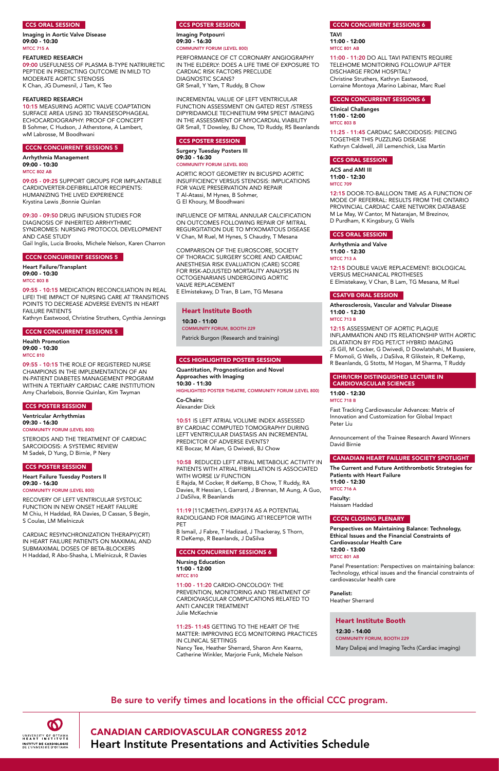## CCS ORAL SESSION

**Imaging in Aortic Valve Disease**
**09:00 - 10:30**
MTCC 715 A

**FEATURED RESEARCH**
09:00 USEFULNESS OF PLASMA B-TYPE NATRIURETIC PEPTIDE IN PREDICTING OUTCOME IN MILD TO MODERATE AORTIC STENOSIS
K Chan, JG Dumesnil, J Tam, K Teo

**FEATURED RESEARCH**
10:15 MEASURING AORTIC VALVE COAPTATION SURFACE AREA USING 3D TRANSESOPHAGEAL ECHOCARDIOGRAPHY: PROOF OF CONCEPT
B Sohmer, C Hudson, J Atherstone, A Lambert, wM Labrosse, M Boodhwani

## CCCN CONCURRENT SESSIONS 5

**Arrhythmia Management**
**09:00 - 10:30**
MTCC 802 AB

09:05 - 09:25 SUPPORT GROUPS FOR IMPLANTABLE CARDIOVERTER-DEFIBRILLATOR RECIPIENTS: HUMANIZING THE LIVED EXPERIENCE
Krystina Lewis ,Bonnie Quinlan

09:30 - 09:50 DRUG INFUSION STUDIES FOR DIAGNOSIS OF INHERITED ARRHYTHMIC SYNDROMES: NURSING PROTOCOL DEVELOPMENT AND CASE STUDY
Gail Inglis, Lucia Brooks, Michele Nelson, Karen Charron

## CCCN CONCURRENT SESSIONS 5

**Heart Failure/Transplant**
**09:00 - 10:30**
MTCC 803 B

09:55 - 10:15 MEDICATION RECONCILIATION IN REAL LIFE! THE IMPACT OF NURSING CARE AT TRANSITIONS POINTS TO DECREASE ADVERSE EVENTS IN HEART FAILURE PATIENTS
Kathryn Eastwood, Christine Struthers, Cynthia Jennings

## CCCN CONCURRENT SESSIONS 5

**Health Promotion**
**09:00 - 10:30**
MTCC 810

09:55 - 10:15 THE ROLE OF REGISTERED NURSE CHAMPIONS IN THE IMPLEMENTATION OF AN IN-PATIENT DIABETES MANAGEMENT PROGRAM WITHIN A TERTIARY CARDIAC CARE INSTITUTION
Amy Charlebois, Bonnie Quinlan, Kim Twyman

## CCS POSTER SESSION

**Ventricular Arrhythmias**
**09:30 - 16:30**
COMMUNITY FORUM (LEVEL 800)

STEROIDS AND THE TREATMENT OF CARDIAC SARCOIDOSIS: A SYSTEMIC REVIEW
M Sadek, D Yung, D Birnie, P Nery

## CCS POSTER SESSION

**Heart Failure Tuesday Posters II**
**09:30 - 16:30**
COMMUNITY FORUM (LEVEL 800)

RECOVERY OF LEFT VENTRICULAR SYSTOLIC FUNCTION IN NEW ONSET HEART FAILURE
M Chiu, H Haddad, RA Davies, D Cassan, S Begin, S Coulas, LM Mielniczuk

CARDIAC RESYNCHRONIZATION THERAPY(CRT) IN HEART FAILURE PATIENTS ON MAXIMAL AND SUBMAXIMAL DOSES OF BETA-BLOCKERS
H Haddad, R Abo-Shasha, L Mielniczuk, R Davies

## CCS POSTER SESSION

**Imaging Potpourri**
**09:30 - 16:30**
COMMUNITY FORUM (LEVEL 800)

PERFORMANCE OF CT CORONARY ANGIOGRAPHY IN THE ELDERLY: DOES A LIFE TIME OF EXPOSURE TO CARDIAC RISK FACTORS PRECLUDE DIAGNOSTIC SCANS?
GR Small, Y Yam, T Ruddy, B Chow

INCREMENTAL VALUE OF LEFT VENTRICULAR FUNCTION ASSESSMENT ON GATED REST /STRESS DIPYRIDAMOLE TECHNETIUM 99M SPECT IMAGING IN THE ASSESSMENT OF MYOCARDIAL VIABILITY
GR Small, T Dowsley, BJ Chow, TD Ruddy, RS Beanlands

## CCS POSTER SESSION

**Surgery Tuesday Posters III**
**09:30 - 16:30**
COMMUNITY FORUM (LEVEL 800)

AORTIC ROOT GEOMETRY IN BICUSPID AORTIC INSUFFICIENCY VERSUS STENOSIS: IMPLICATIONS FOR VALVE PRESERVATION AND REPAIR
T Al-Atassi, M Hynes, B Sohmer, G El Khoury, M Boodhwani

INFLUENCE OF MITRAL ANNULAR CALCIFICATION ON OUTCOMES FOLLOWING REPAIR OF MITRAL REGURGITATION DUE TO MYXOMATOUS DISEASE
V Chan, M Ruel, M Hynes, S Chaudry, T Mesana

COMPARISON OF THE EUROSCORE, SOCIETY OF THORACIC SURGERY SCORE AND CARDIAC ANESTHESIA RISK EVALUATION (CARE) SCORE FOR RISK-ADJUSTED MORTALITY ANALYSIS IN OCTOGENARIANS UNDERGOING AORTIC VALVE REPLACEMENT
E Elmistekawy, D Tran, B Lam, TG Mesana

## Heart Institute Booth

**10:30 - 11:00**
COMMUNITY FORUM, BOOTH 229

Patrick Burgon (Research and training)

## CCS HIGHLIGHTED POSTER SESSION

**Quantitation, Prognostication and Novel Approaches with Imaging**
**10:30 - 11:30**
HIGHLIGHTED POSTER THEATRE, COMMUNITY FORUM (LEVEL 800)

**Co-Chairs:**
Alexander Dick

10:51 IS LEFT ATRIAL VOLUME INDEX ASSESSED BY CARDIAC COMPUTED TOMOGRAPHY DURING LEFT VENTRICULAR DIASTASIS AN INCREMENTAL PREDICTOR OF ADVERSE EVENTS?
KE Boczar, M Alam, G Dwivedi, BJ Chow

10:58 REDUCED LEFT ATRIAL METABOLIC ACTIVITY IN PATIENTS WITH ATRIAL FIBRILLATION IS ASSOCIATED WITH WORSE LV FUNCTION
E Rajda, M Cocker, R deKemp, B Chow, T Ruddy, RA Davies, R Hessian, L Garrard, J Brennan, M Aung, A Guo, J DaSilva, R Beanlands

11:19 [11C]METHYL-EXP3174 AS A POTENTIAL RADIOLIGAND FOR IMAGING AT1RECEPTOR WITH PET
B Ismail, J Fabre, T Hadizad, J Thackeray, S Thorn, R DeKemp, R Beanlands, J DaSilva

## CCCN CONCURRENT SESSIONS 6

**Nursing Education**
**11:00 - 12:00**
MTCC 810

11:00 - 11:20 CARDIO-ONCOLOGY: THE PREVENTION, MONITORING AND TREATMENT OF CARDIOVASCULAR COMPLICATIONS RELATED TO ANTI CANCER TREATMENT
Julie McKechnie

11:25- 11:45 GETTING TO THE HEART OF THE MATTER: IMPROVING ECG MONITORING PRACTICES IN CLINICAL SETTINGS
Nancy Tee, Heather Sherrard, Sharon Ann Kearns, Catherine Winkler, Marjorie Funk, Michele Nelson

## CCCN CONCURRENT SESSIONS 6

**TAVI**
**11:00 - 12:00**
MTCC 801 AB

11:00 - 11:20 DO ALL TAVI PATIENTS REQUIRE TELEHOME MONITORING FOLLOWUP AFTER DISCHARGE FROM HOSPITAL?
Christine Struthers, Kathryn Eastwood, Lorraine Montoya ,Marino Labinaz, Marc Ruel

## CCCN CONCURRENT SESSIONS 6

**Clinical Challanges**
**11:00 - 12:00**
MTCC 803 B

11:25 - 11:45 CARDIAC SARCOIDOSIS: PIECING TOGETHER THIS PUZZLING DISEASE
Kathryn Caldwell, Jill Lemenchick, Lisa Martin

## CCS ORAL SESSION

**ACS and AMI III**
**11:00 - 12:30**
MTCC 709

12:15 DOOR-TO-BALLOON TIME AS A FUNCTION OF MODE OF REFERRAL: RESULTS FROM THE ONTARIO PROVINCIAL CARDIAC CARE NETWORK DATABASE
M Le May, W Cantor, M Natarajan, M Brezinov, D Purdham, K Kingsbury, G Wells

## CCS ORAL SESSION

**Arrhythmia and Valve**
**11:00 - 12:30**
MTCC 713 A

12:15 DOUBLE VALVE REPLACEMENT: BIOLOGICAL VERSUS MECHANICAL PROTHESES
E Elmistekawy, V Chan, B Lam, TG Mesana, M Ruel

## CSATVB ORAL SESSION

**Atherosclerosis, Vascular and Valvular Disease**
**11:00 - 12:30**
MTCC 713 B

12:15 ASSESSMENT OF AORTIC PLAQUE INFLAMMATION AND ITS RELATIONSHIP WITH AORTIC DILATATION BY FDG PET/CT HYBRID IMAGING
JS Gill, M Cocker, G Dwivedi, D Dowlatshahi, M Bussiere, F Momoli, G Wells, J DaSilva, R Glikstein, R DeKemp, R Beanlands, G Stotts, M Hogan, M Sharma, T Ruddy

## CIHR/ICRH DISTINGUISHED LECTURE IN CARDIOVASCULAR SCIENCES

**11:00 - 12:30**
MTCC 718 B

Fast Tracking Cardiovascular Advances: Matrix of Innovation and Customization for Global Impact
Peter Liu

Announcement of the Trainee Research Award Winners
David Birnie

## CANADIAN HEART FAILURE SOCIETY SPOTLIGHT

**The Current and Future Antithrombotic Strategies for Patients with Heart Failure**
**11:00 - 12:30**
MTCC 716 A

**Faculty:**
Haissam Haddad

## CCCN CLOSING PLENARY

**Perspectives on Maintaining Balance: Technology, Ethical Issues and the Financial Constraints of Cardiovascular Health Care**
**12:00 - 13:00**
MTCC 801 AB

Panel Presentation: Perspectives on maintaining balance: Technology, ethical issues and the financial constraints of cardiovascular health care

**Panelist:**
Heather Sherrard

## Heart Institute Booth

**12:30 - 14:00**
COMMUNITY FORUM, BOOTH 229

Mary Dalipaj and Imaging Techs (Cardiac imaging)

Be sure to verify times and locations in the official CCC program.

UNIVERSITY OF OTTAWA HEART INSTITUTE
INSTITUT DE CARDIOLOGIE DE L'UNIVERSITÉ D'OTTAWA

# CANADIAN CARDIOVASCULAR CONGRESS 2012
# Heart Institute Presentations and Activities Schedule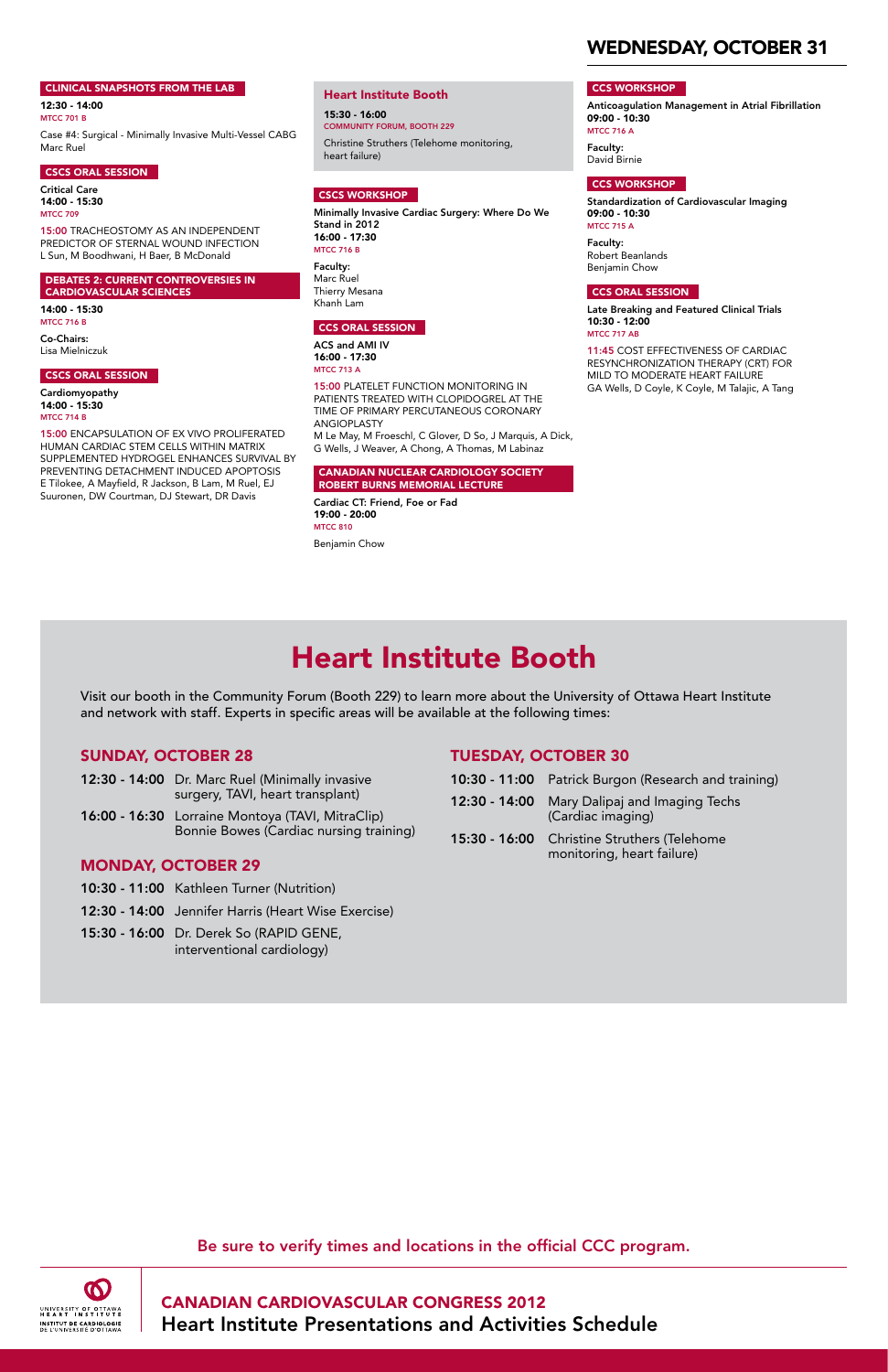## WEDNESDAY, OCTOBER 31

**CLINICAL SNAPSHOTS FROM THE LAB**

**12:30 - 14:00**
MTCC 701 B

Case #4: Surgical - Minimally Invasive Multi-Vessel CABG
Marc Ruel

**CSCS ORAL SESSION**

**Critical Care**
**14:00 - 15:30**
MTCC 709

15:00 TRACHEOSTOMY AS AN INDEPENDENT PREDICTOR OF STERNAL WOUND INFECTION
L Sun, M Boodhwani, H Baer, B McDonald

**DEBATES 2: CURRENT CONTROVERSIES IN CARDIOVASCULAR SCIENCES**

**14:00 - 15:30**
MTCC 716 B

**Co-Chairs:**
Lisa Mielniczuk

**CSCS ORAL SESSION**

**Cardiomyopathy**
**14:00 - 15:30**
MTCC 714 B

15:00 ENCAPSULATION OF EX VIVO PROLIFERATED HUMAN CARDIAC STEM CELLS WITHIN MATRIX SUPPLEMENTED HYDROGEL ENHANCES SURVIVAL BY PREVENTING DETACHMENT INDUCED APOPTOSIS
E Tilokee, A Mayfield, R Jackson, B Lam, M Ruel, EJ Suuronen, DW Courtman, DJ Stewart, DR Davis

**Heart Institute Booth**

**15:30 - 16:00**
COMMUNITY FORUM, BOOTH 229

Christine Struthers (Telehome monitoring, heart failure)

**CSCS WORKSHOP**

**Minimally Invasive Cardiac Surgery: Where Do We Stand in 2012**
**16:00 - 17:30**
MTCC 716 B

**Faculty:**
Marc Ruel
Thierry Mesana
Khanh Lam

**CCS ORAL SESSION**

**ACS and AMI IV**
**16:00 - 17:30**
MTCC 713 A

15:00 PLATELET FUNCTION MONITORING IN PATIENTS TREATED WITH CLOPIDOGREL AT THE TIME OF PRIMARY PERCUTANEOUS CORONARY ANGIOPLASTY
M Le May, M Froeschl, C Glover, D So, J Marquis, A Dick, G Wells, J Weaver, A Chong, A Thomas, M Labinaz

**CANADIAN NUCLEAR CARDIOLOGY SOCIETY ROBERT BURNS MEMORIAL LECTURE**

**Cardiac CT: Friend, Foe or Fad**
**19:00 - 20:00**
MTCC 810

Benjamin Chow

**CCS WORKSHOP**

**Anticoagulation Management in Atrial Fibrillation**
**09:00 - 10:30**
MTCC 716 A

**Faculty:**
David Birnie

**CCS WORKSHOP**

**Standardization of Cardiovascular Imaging**
**09:00 - 10:30**
MTCC 715 A

**Faculty:**
Robert Beanlands
Benjamin Chow

**CCS ORAL SESSION**

**Late Breaking and Featured Clinical Trials**
**10:30 - 12:00**
MTCC 717 AB

11:45 COST EFFECTIVENESS OF CARDIAC RESYNCHRONIZATION THERAPY (CRT) FOR MILD TO MODERATE HEART FAILURE
GA Wells, D Coyle, K Coyle, M Talajic, A Tang

# Heart Institute Booth

Visit our booth in the Community Forum (Booth 229) to learn more about the University of Ottawa Heart Institute and network with staff. Experts in specific areas will be available at the following times:

### SUNDAY, OCTOBER 28

**12:30 - 14:00** Dr. Marc Ruel (Minimally invasive surgery, TAVI, heart transplant)

**16:00 - 16:30** Lorraine Montoya (TAVI, MitraClip)
Bonnie Bowes (Cardiac nursing training)

### MONDAY, OCTOBER 29

**10:30 - 11:00** Kathleen Turner (Nutrition)

**12:30 - 14:00** Jennifer Harris (Heart Wise Exercise)

**15:30 - 16:00** Dr. Derek So (RAPID GENE, interventional cardiology)

### TUESDAY, OCTOBER 30

**10:30 - 11:00** Patrick Burgon (Research and training)

**12:30 - 14:00** Mary Dalipaj and Imaging Techs (Cardiac imaging)

**15:30 - 16:00** Christine Struthers (Telehome monitoring, heart failure)

Be sure to verify times and locations in the official CCC program.

UNIVERSITY OF OTTAWA HEART INSTITUTE
INSTITUT DE CARDIOLOGIE DE L'UNIVERSITÉ D'OTTAWA

**CANADIAN CARDIOVASCULAR CONGRESS 2012**
**Heart Institute Presentations and Activities Schedule**